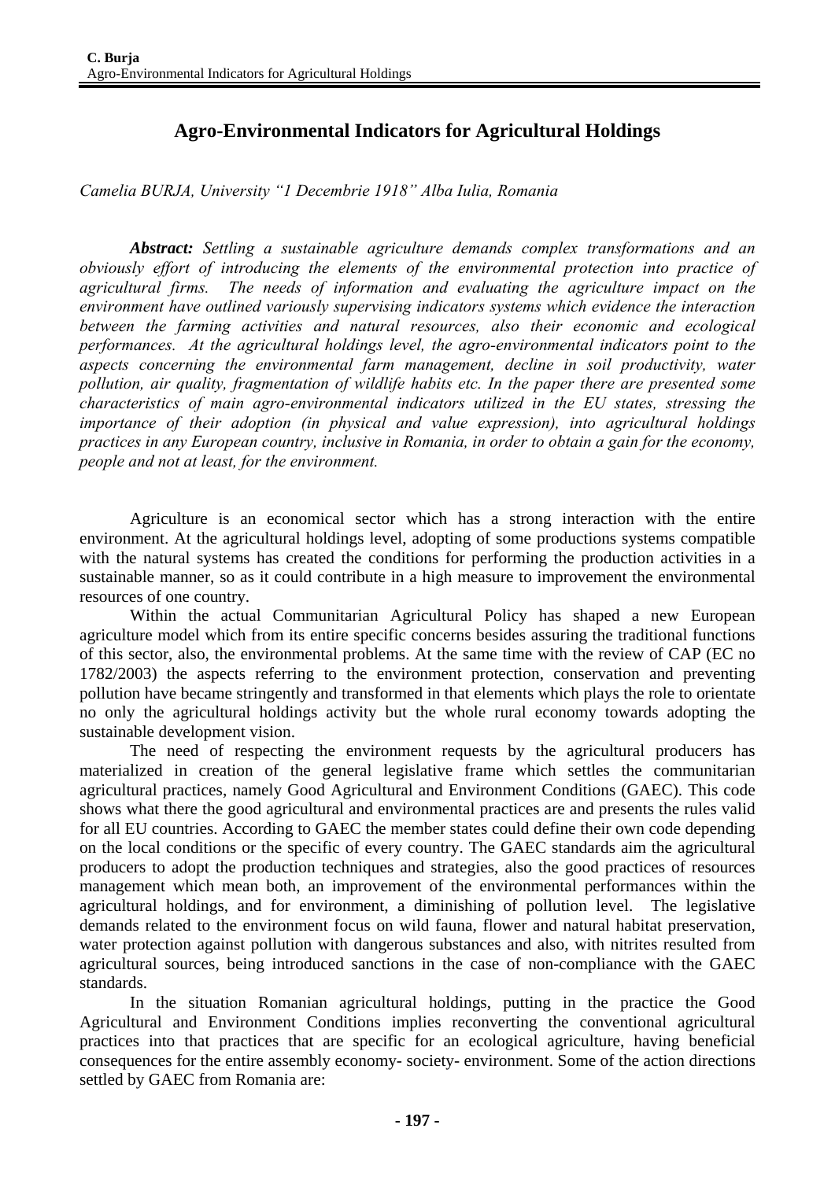# Agro-Environmental Indicators for Agricultural Holdings

*Camelia BURJA, University "1 Decembrie 1918" Alba Iulia, Romania*

***Abstract:*** *Settling a sustainable agriculture demands complex transformations and an obviously effort of introducing the elements of the environmental protection into practice of agricultural firms. The needs of information and evaluating the agriculture impact on the environment have outlined variously supervising indicators systems which evidence the interaction between the farming activities and natural resources, also their economic and ecological performances. At the agricultural holdings level, the agro-environmental indicators point to the aspects concerning the environmental farm management, decline in soil productivity, water pollution, air quality, fragmentation of wildlife habits etc. In the paper there are presented some characteristics of main agro-environmental indicators utilized in the EU states, stressing the importance of their adoption (in physical and value expression), into agricultural holdings practices in any European country, inclusive in Romania, in order to obtain a gain for the economy, people and not at least, for the environment.*

Agriculture is an economical sector which has a strong interaction with the entire environment. At the agricultural holdings level, adopting of some productions systems compatible with the natural systems has created the conditions for performing the production activities in a sustainable manner, so as it could contribute in a high measure to improvement the environmental resources of one country.

Within the actual Communitarian Agricultural Policy has shaped a new European agriculture model which from its entire specific concerns besides assuring the traditional functions of this sector, also, the environmental problems. At the same time with the review of CAP (EC no 1782/2003) the aspects referring to the environment protection, conservation and preventing pollution have became stringently and transformed in that elements which plays the role to orientate no only the agricultural holdings activity but the whole rural economy towards adopting the sustainable development vision.

The need of respecting the environment requests by the agricultural producers has materialized in creation of the general legislative frame which settles the communitarian agricultural practices, namely Good Agricultural and Environment Conditions (GAEC). This code shows what there the good agricultural and environmental practices are and presents the rules valid for all EU countries. According to GAEC the member states could define their own code depending on the local conditions or the specific of every country. The GAEC standards aim the agricultural producers to adopt the production techniques and strategies, also the good practices of resources management which mean both, an improvement of the environmental performances within the agricultural holdings, and for environment, a diminishing of pollution level. The legislative demands related to the environment focus on wild fauna, flower and natural habitat preservation, water protection against pollution with dangerous substances and also, with nitrites resulted from agricultural sources, being introduced sanctions in the case of non-compliance with the GAEC standards.

In the situation Romanian agricultural holdings, putting in the practice the Good Agricultural and Environment Conditions implies reconverting the conventional agricultural practices into that practices that are specific for an ecological agriculture, having beneficial consequences for the entire assembly economy- society- environment. Some of the action directions settled by GAEC from Romania are: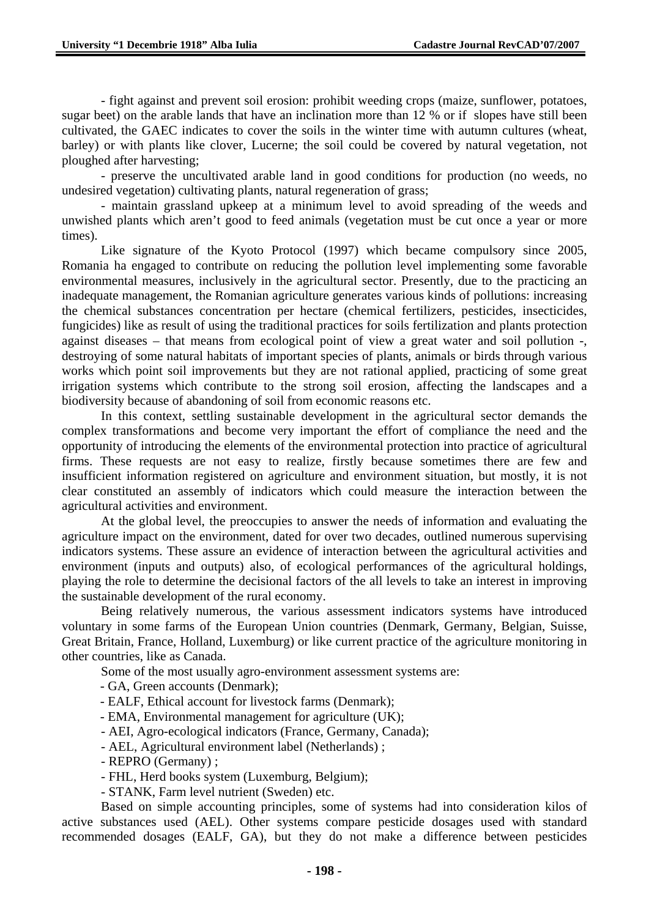- fight against and prevent soil erosion: prohibit weeding crops (maize, sunflower, potatoes, sugar beet) on the arable lands that have an inclination more than 12 % or if slopes have still been cultivated, the GAEC indicates to cover the soils in the winter time with autumn cultures (wheat, barley) or with plants like clover, Lucerne; the soil could be covered by natural vegetation, not ploughed after harvesting;

- preserve the uncultivated arable land in good conditions for production (no weeds, no undesired vegetation) cultivating plants, natural regeneration of grass;

- maintain grassland upkeep at a minimum level to avoid spreading of the weeds and unwished plants which aren't good to feed animals (vegetation must be cut once a year or more times).

Like signature of the Kyoto Protocol (1997) which became compulsory since 2005, Romania ha engaged to contribute on reducing the pollution level implementing some favorable environmental measures, inclusively in the agricultural sector. Presently, due to the practicing an inadequate management, the Romanian agriculture generates various kinds of pollutions: increasing the chemical substances concentration per hectare (chemical fertilizers, pesticides, insecticides, fungicides) like as result of using the traditional practices for soils fertilization and plants protection against diseases – that means from ecological point of view a great water and soil pollution -, destroying of some natural habitats of important species of plants, animals or birds through various works which point soil improvements but they are not rational applied, practicing of some great irrigation systems which contribute to the strong soil erosion, affecting the landscapes and a biodiversity because of abandoning of soil from economic reasons etc.

In this context, settling sustainable development in the agricultural sector demands the complex transformations and become very important the effort of compliance the need and the opportunity of introducing the elements of the environmental protection into practice of agricultural firms. These requests are not easy to realize, firstly because sometimes there are few and insufficient information registered on agriculture and environment situation, but mostly, it is not clear constituted an assembly of indicators which could measure the interaction between the agricultural activities and environment.

At the global level, the preoccupies to answer the needs of information and evaluating the agriculture impact on the environment, dated for over two decades, outlined numerous supervising indicators systems. These assure an evidence of interaction between the agricultural activities and environment (inputs and outputs) also, of ecological performances of the agricultural holdings, playing the role to determine the decisional factors of the all levels to take an interest in improving the sustainable development of the rural economy.

Being relatively numerous, the various assessment indicators systems have introduced voluntary in some farms of the European Union countries (Denmark, Germany, Belgian, Suisse, Great Britain, France, Holland, Luxemburg) or like current practice of the agriculture monitoring in other countries, like as Canada.

Some of the most usually agro-environment assessment systems are:

- GA, Green accounts (Denmark);
- EALF, Ethical account for livestock farms (Denmark);
- EMA, Environmental management for agriculture (UK);
- AEI, Agro-ecological indicators (France, Germany, Canada);
- AEL, Agricultural environment label (Netherlands) ;
- REPRO (Germany) ;
- FHL, Herd books system (Luxemburg, Belgium);
- STANK, Farm level nutrient (Sweden) etc.

Based on simple accounting principles, some of systems had into consideration kilos of active substances used (AEL). Other systems compare pesticide dosages used with standard recommended dosages (EALF, GA), but they do not make a difference between pesticides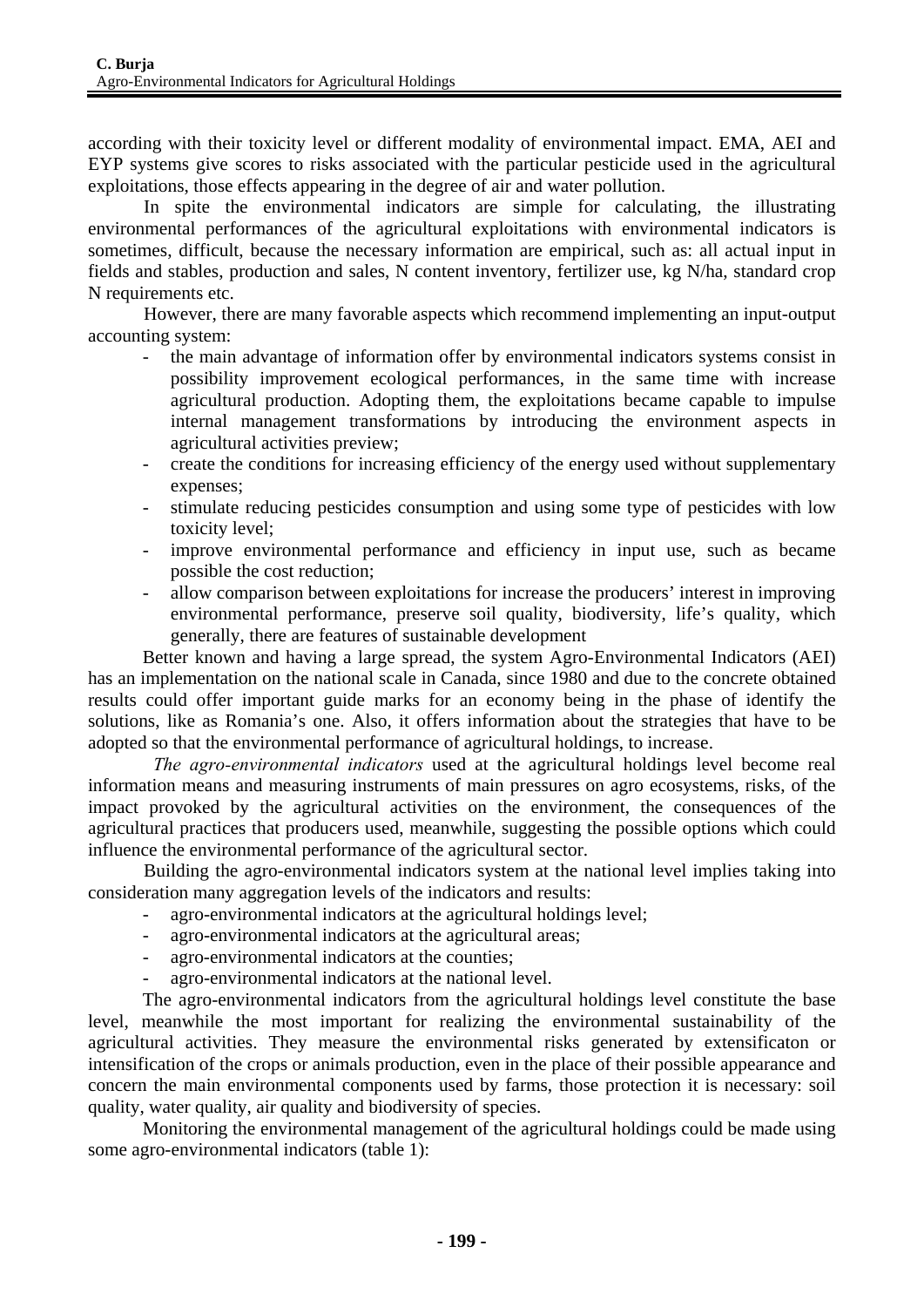according with their toxicity level or different modality of environmental impact. EMA, AEI and EYP systems give scores to risks associated with the particular pesticide used in the agricultural exploitations, those effects appearing in the degree of air and water pollution.

In spite the environmental indicators are simple for calculating, the illustrating environmental performances of the agricultural exploitations with environmental indicators is sometimes, difficult, because the necessary information are empirical, such as: all actual input in fields and stables, production and sales, N content inventory, fertilizer use, kg N/ha, standard crop N requirements etc.

However, there are many favorable aspects which recommend implementing an input-output accounting system:

- the main advantage of information offer by environmental indicators systems consist in possibility improvement ecological performances, in the same time with increase agricultural production. Adopting them, the exploitations became capable to impulse internal management transformations by introducing the environment aspects in agricultural activities preview;
- create the conditions for increasing efficiency of the energy used without supplementary expenses;
- stimulate reducing pesticides consumption and using some type of pesticides with low toxicity level;
- improve environmental performance and efficiency in input use, such as became possible the cost reduction;
- allow comparison between exploitations for increase the producers' interest in improving environmental performance, preserve soil quality, biodiversity, life's quality, which generally, there are features of sustainable development

Better known and having a large spread, the system Agro-Environmental Indicators (AEI) has an implementation on the national scale in Canada, since 1980 and due to the concrete obtained results could offer important guide marks for an economy being in the phase of identify the solutions, like as Romania's one. Also, it offers information about the strategies that have to be adopted so that the environmental performance of agricultural holdings, to increase.

*The agro-environmental indicators* used at the agricultural holdings level become real information means and measuring instruments of main pressures on agro ecosystems, risks, of the impact provoked by the agricultural activities on the environment, the consequences of the agricultural practices that producers used, meanwhile, suggesting the possible options which could influence the environmental performance of the agricultural sector.

Building the agro-environmental indicators system at the national level implies taking into consideration many aggregation levels of the indicators and results:

- agro-environmental indicators at the agricultural holdings level;
- agro-environmental indicators at the agricultural areas;
- agro-environmental indicators at the counties;
- agro-environmental indicators at the national level.

The agro-environmental indicators from the agricultural holdings level constitute the base level, meanwhile the most important for realizing the environmental sustainability of the agricultural activities. They measure the environmental risks generated by extensificaton or intensification of the crops or animals production, even in the place of their possible appearance and concern the main environmental components used by farms, those protection it is necessary: soil quality, water quality, air quality and biodiversity of species.

Monitoring the environmental management of the agricultural holdings could be made using some agro-environmental indicators (table 1):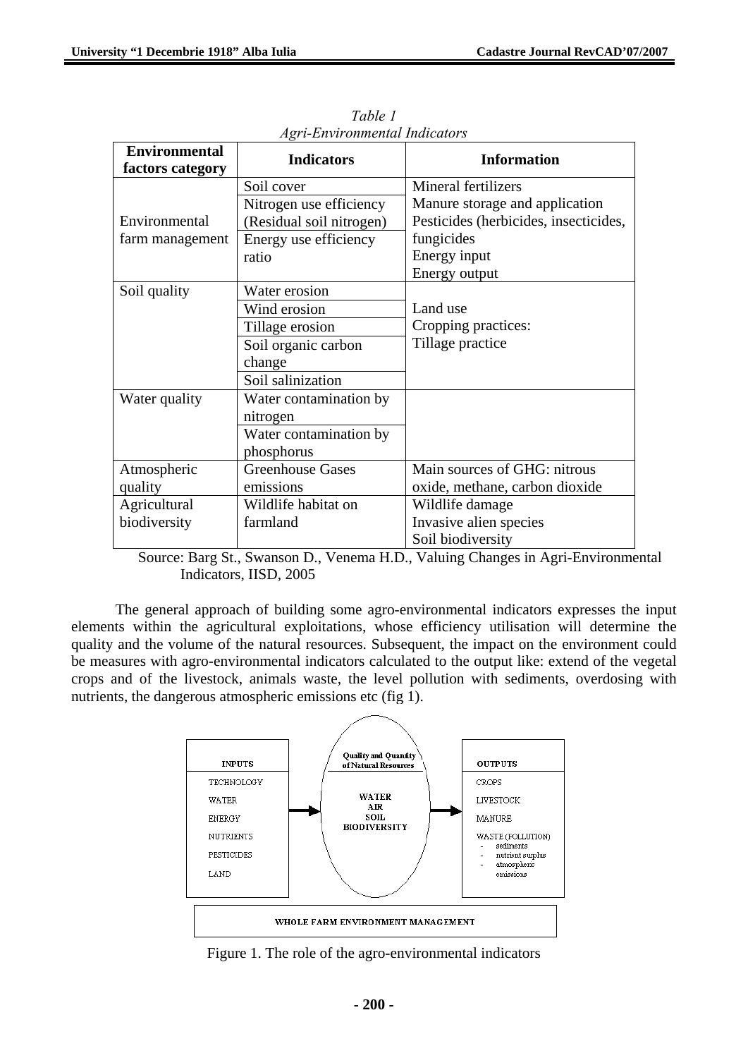*Table 1*
*Agri-Environmental Indicators*

| Environmental factors category | Indicators | Information |
|---|---|---|
| Environmental farm management | Soil cover<br>Nitrogen use efficiency (Residual soil nitrogen)<br>Energy use efficiency ratio | Mineral fertilizers<br>Manure storage and application<br>Pesticides (herbicides, insecticides, fungicides<br>Energy input<br>Energy output |
| Soil quality | Water erosion<br>Wind erosion<br>Tillage erosion<br>Soil organic carbon change<br>Soil salinization | Land use<br>Cropping practices:<br>Tillage practice |
| Water quality | Water contamination by nitrogen<br>Water contamination by phosphorus | |
| Atmospheric quality | Greenhouse Gases emissions | Main sources of GHG: nitrous oxide, methane, carbon dioxide |
| Agricultural biodiversity | Wildlife habitat on farmland | Wildlife damage<br>Invasive alien species<br>Soil biodiversity |

Source: Barg St., Swanson D., Venema H.D., Valuing Changes in Agri-Environmental Indicators, IISD, 2005

The general approach of building some agro-environmental indicators expresses the input elements within the agricultural exploitations, whose efficiency utilisation will determine the quality and the volume of the natural resources. Subsequent, the impact on the environment could be measures with agro-environmental indicators calculated to the output like: extend of the vegetal crops and of the livestock, animals waste, the level pollution with sediments, overdosing with nutrients, the dangerous atmospheric emissions etc (fig 1).

INPUTS: TECHNOLOGY, WATER, ENERGY, NUTRIENTS, PESTICIDES, LAND

Quality and Quantity of Natural Resources: WATER, AIR, SOIL, BIODIVERSITY

OUTPUTS: CROPS, LIVESTOCK, MANURE, WASTE (POLLUTION)
- sediments
- nutrient surplus
- atmospheric emissions

WHOLE FARM ENVIRONMENT MANAGEMENT

Figure 1. The role of the agro-environmental indicators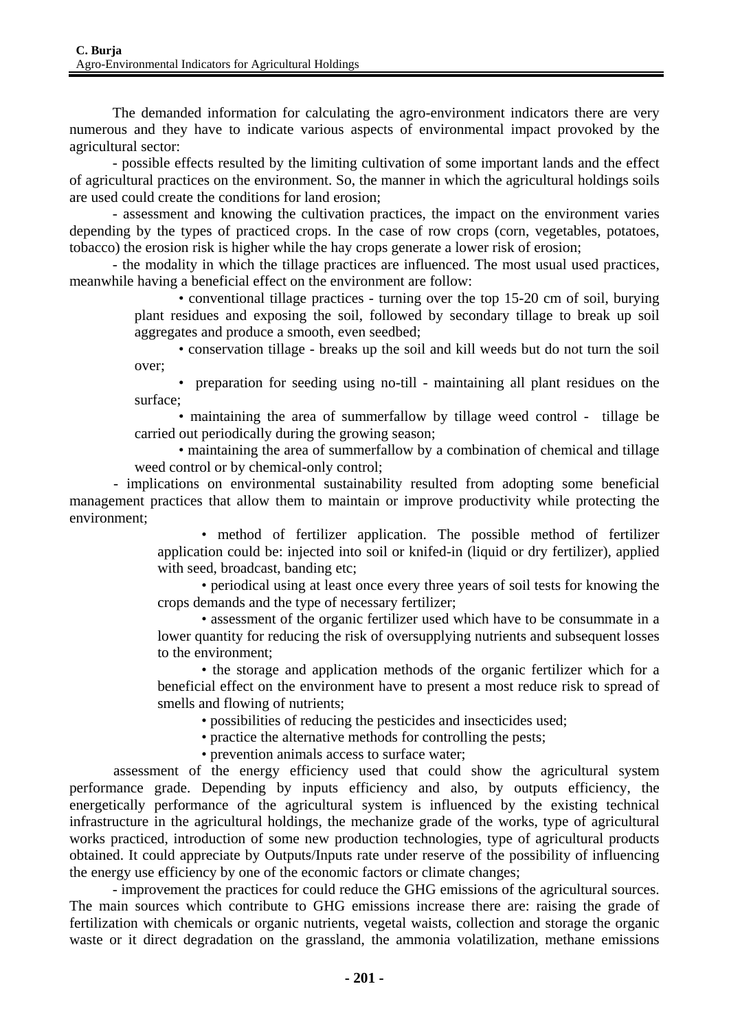The demanded information for calculating the agro-environment indicators there are very numerous and they have to indicate various aspects of environmental impact provoked by the agricultural sector:

- possible effects resulted by the limiting cultivation of some important lands and the effect of agricultural practices on the environment. So, the manner in which the agricultural holdings soils are used could create the conditions for land erosion;

- assessment and knowing the cultivation practices, the impact on the environment varies depending by the types of practiced crops. In the case of row crops (corn, vegetables, potatoes, tobacco) the erosion risk is higher while the hay crops generate a lower risk of erosion;

- the modality in which the tillage practices are influenced. The most usual used practices, meanwhile having a beneficial effect on the environment are follow:

  • conventional tillage practices - turning over the top 15-20 cm of soil, burying plant residues and exposing the soil, followed by secondary tillage to break up soil aggregates and produce a smooth, even seedbed;

  • conservation tillage - breaks up the soil and kill weeds but do not turn the soil over;

  • preparation for seeding using no-till - maintaining all plant residues on the surface;

  • maintaining the area of summerfallow by tillage weed control - tillage be carried out periodically during the growing season;

  • maintaining the area of summerfallow by a combination of chemical and tillage weed control or by chemical-only control;

- implications on environmental sustainability resulted from adopting some beneficial management practices that allow them to maintain or improve productivity while protecting the environment;

  • method of fertilizer application. The possible method of fertilizer application could be: injected into soil or knifed-in (liquid or dry fertilizer), applied with seed, broadcast, banding etc;

  • periodical using at least once every three years of soil tests for knowing the crops demands and the type of necessary fertilizer;

  • assessment of the organic fertilizer used which have to be consummate in a lower quantity for reducing the risk of oversupplying nutrients and subsequent losses to the environment;

  • the storage and application methods of the organic fertilizer which for a beneficial effect on the environment have to present a most reduce risk to spread of smells and flowing of nutrients;

  • possibilities of reducing the pesticides and insecticides used;

  • practice the alternative methods for controlling the pests;

  • prevention animals access to surface water;

assessment of the energy efficiency used that could show the agricultural system performance grade. Depending by inputs efficiency and also, by outputs efficiency, the energetically performance of the agricultural system is influenced by the existing technical infrastructure in the agricultural holdings, the mechanize grade of the works, type of agricultural works practiced, introduction of some new production technologies, type of agricultural products obtained. It could appreciate by Outputs/Inputs rate under reserve of the possibility of influencing the energy use efficiency by one of the economic factors or climate changes;

- improvement the practices for could reduce the GHG emissions of the agricultural sources. The main sources which contribute to GHG emissions increase there are: raising the grade of fertilization with chemicals or organic nutrients, vegetal waists, collection and storage the organic waste or it direct degradation on the grassland, the ammonia volatilization, methane emissions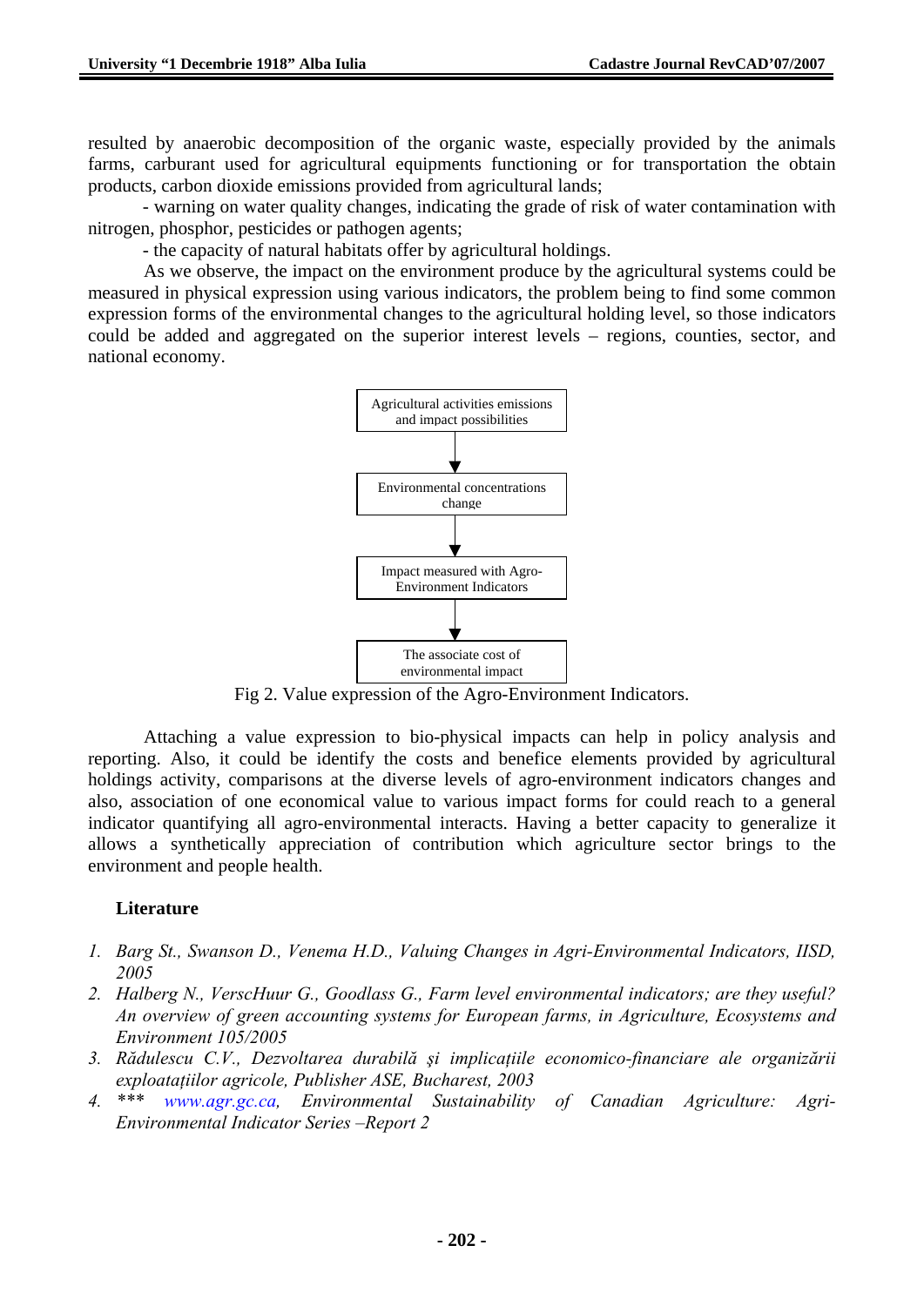resulted by anaerobic decomposition of the organic waste, especially provided by the animals farms, carburant used for agricultural equipments functioning or for transportation the obtain products, carbon dioxide emissions provided from agricultural lands;

- warning on water quality changes, indicating the grade of risk of water contamination with nitrogen, phosphor, pesticides or pathogen agents;
- the capacity of natural habitats offer by agricultural holdings.

As we observe, the impact on the environment produce by the agricultural systems could be measured in physical expression using various indicators, the problem being to find some common expression forms of the environmental changes to the agricultural holding level, so those indicators could be added and aggregated on the superior interest levels – regions, counties, sector, and national economy.

Agricultural activities emissions and impact possibilities

Environmental concentrations change

Impact measured with Agro-Environment Indicators

The associate cost of environmental impact

Fig 2. Value expression of the Agro-Environment Indicators.

Attaching a value expression to bio-physical impacts can help in policy analysis and reporting. Also, it could be identify the costs and benefice elements provided by agricultural holdings activity, comparisons at the diverse levels of agro-environment indicators changes and also, association of one economical value to various impact forms for could reach to a general indicator quantifying all agro-environmental interacts. Having a better capacity to generalize it allows a synthetically appreciation of contribution which agriculture sector brings to the environment and people health.

## Literature

1. *Barg St., Swanson D., Venema H.D., Valuing Changes in Agri-Environmental Indicators, IISD, 2005*
2. *Halberg N., VerscHuur G., Goodlass G., Farm level environmental indicators; are they useful? An overview of green accounting systems for European farms, in Agriculture, Ecosystems and Environment 105/2005*
3. *Rădulescu C.V., Dezvoltarea durabilă şi implicaţiile economico-financiare ale organizării exploataţiilor agricole, Publisher ASE, Bucharest, 2003*
4. *\*\*\* www.agr.gc.ca, Environmental Sustainability of Canadian Agriculture: Agri-Environmental Indicator Series –Report 2*